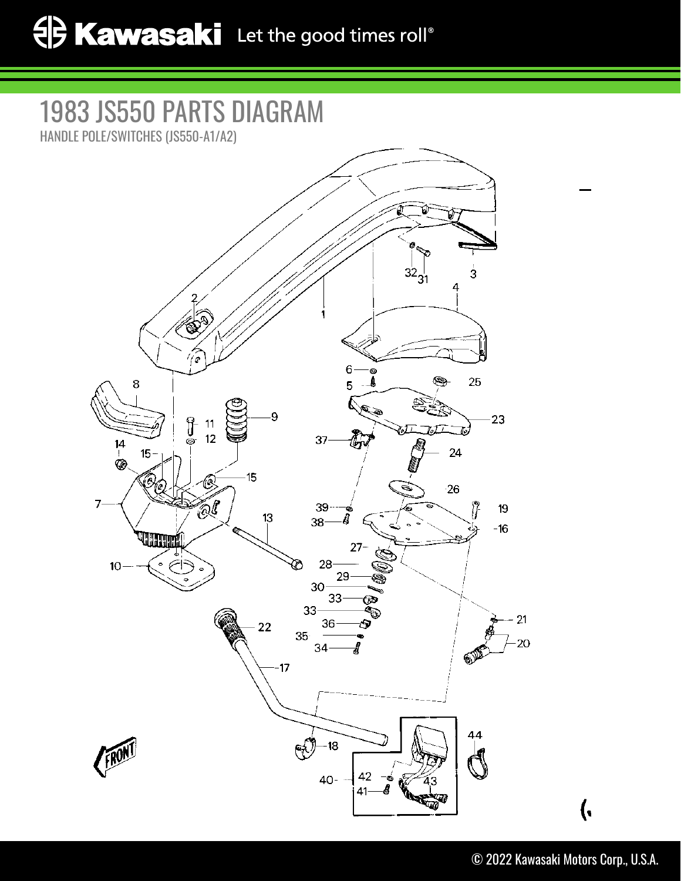# 1983 JS550 PARTS DIAGRAM

HANDLE POLE/SWITCHES (JS550-A1/A2)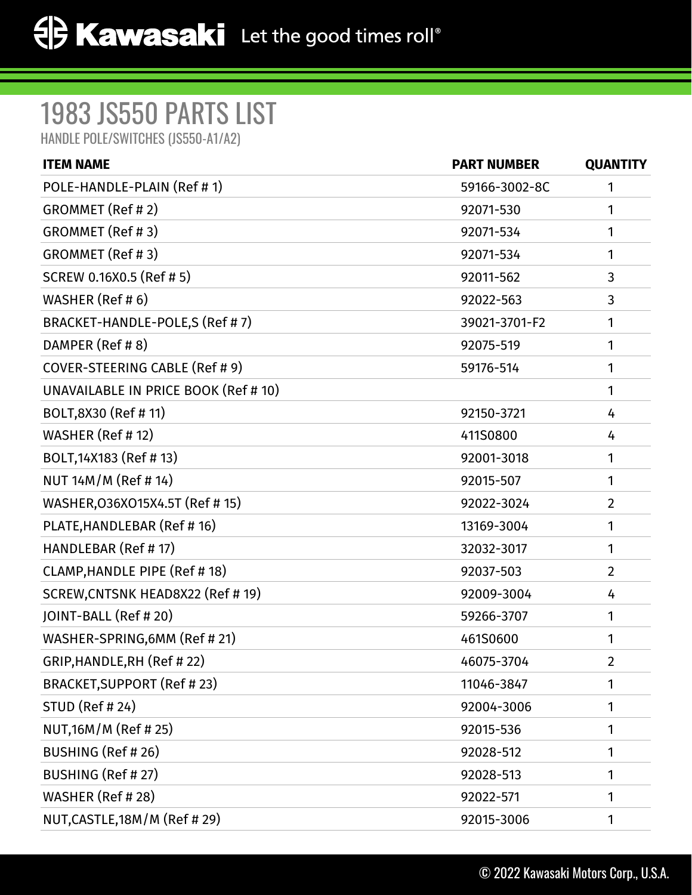# 1983 JS550 PARTS LIST

HANDLE POLE/SWITCHES (JS550-A1/A2)

| ITEM NAME | PART NUMBER | QUANTITY |
|---|---|---|
| POLE-HANDLE-PLAIN (Ref # 1) | 59166-3002-8C | 1 |
| GROMMET (Ref # 2) | 92071-530 | 1 |
| GROMMET (Ref # 3) | 92071-534 | 1 |
| GROMMET (Ref # 3) | 92071-534 | 1 |
| SCREW 0.16X0.5 (Ref # 5) | 92011-562 | 3 |
| WASHER (Ref # 6) | 92022-563 | 3 |
| BRACKET-HANDLE-POLE,S (Ref # 7) | 39021-3701-F2 | 1 |
| DAMPER (Ref # 8) | 92075-519 | 1 |
| COVER-STEERING CABLE (Ref # 9) | 59176-514 | 1 |
| UNAVAILABLE IN PRICE BOOK (Ref # 10) | | 1 |
| BOLT,8X30 (Ref # 11) | 92150-3721 | 4 |
| WASHER (Ref # 12) | 411S0800 | 4 |
| BOLT,14X183 (Ref # 13) | 92001-3018 | 1 |
| NUT 14M/M (Ref # 14) | 92015-507 | 1 |
| WASHER,O36XO15X4.5T (Ref # 15) | 92022-3024 | 2 |
| PLATE,HANDLEBAR (Ref # 16) | 13169-3004 | 1 |
| HANDLEBAR (Ref # 17) | 32032-3017 | 1 |
| CLAMP,HANDLE PIPE (Ref # 18) | 92037-503 | 2 |
| SCREW,CNTSNK HEAD8X22 (Ref # 19) | 92009-3004 | 4 |
| JOINT-BALL (Ref # 20) | 59266-3707 | 1 |
| WASHER-SPRING,6MM (Ref # 21) | 461S0600 | 1 |
| GRIP,HANDLE,RH (Ref # 22) | 46075-3704 | 2 |
| BRACKET,SUPPORT (Ref # 23) | 11046-3847 | 1 |
| STUD (Ref # 24) | 92004-3006 | 1 |
| NUT,16M/M (Ref # 25) | 92015-536 | 1 |
| BUSHING (Ref # 26) | 92028-512 | 1 |
| BUSHING (Ref # 27) | 92028-513 | 1 |
| WASHER (Ref # 28) | 92022-571 | 1 |
| NUT,CASTLE,18M/M (Ref # 29) | 92015-3006 | 1 |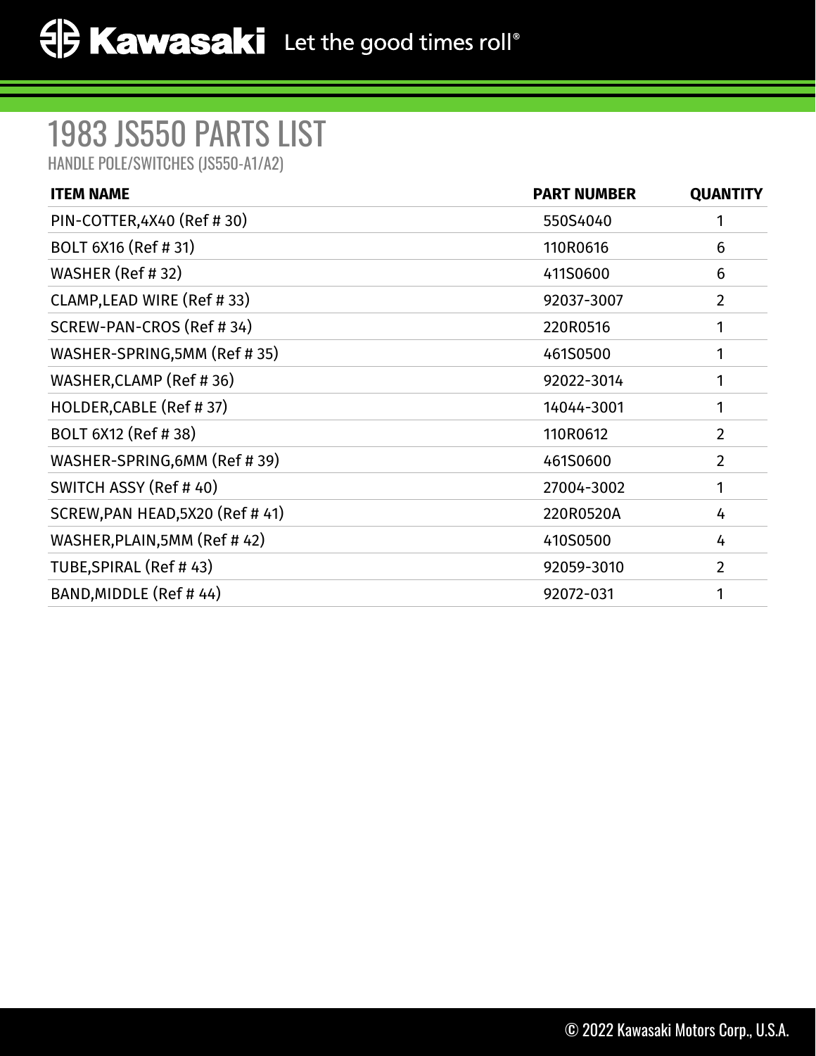# 1983 JS550 PARTS LIST

HANDLE POLE/SWITCHES (JS550-A1/A2)

| ITEM NAME | PART NUMBER | QUANTITY |
|---|---|---|
| PIN-COTTER,4X40 (Ref # 30) | 550S4040 | 1 |
| BOLT 6X16 (Ref # 31) | 110R0616 | 6 |
| WASHER (Ref # 32) | 411S0600 | 6 |
| CLAMP,LEAD WIRE (Ref # 33) | 92037-3007 | 2 |
| SCREW-PAN-CROS (Ref # 34) | 220R0516 | 1 |
| WASHER-SPRING,5MM (Ref # 35) | 461S0500 | 1 |
| WASHER,CLAMP (Ref # 36) | 92022-3014 | 1 |
| HOLDER,CABLE (Ref # 37) | 14044-3001 | 1 |
| BOLT 6X12 (Ref # 38) | 110R0612 | 2 |
| WASHER-SPRING,6MM (Ref # 39) | 461S0600 | 2 |
| SWITCH ASSY (Ref # 40) | 27004-3002 | 1 |
| SCREW,PAN HEAD,5X20 (Ref # 41) | 220R0520A | 4 |
| WASHER,PLAIN,5MM (Ref # 42) | 410S0500 | 4 |
| TUBE,SPIRAL (Ref # 43) | 92059-3010 | 2 |
| BAND,MIDDLE (Ref # 44) | 92072-031 | 1 |